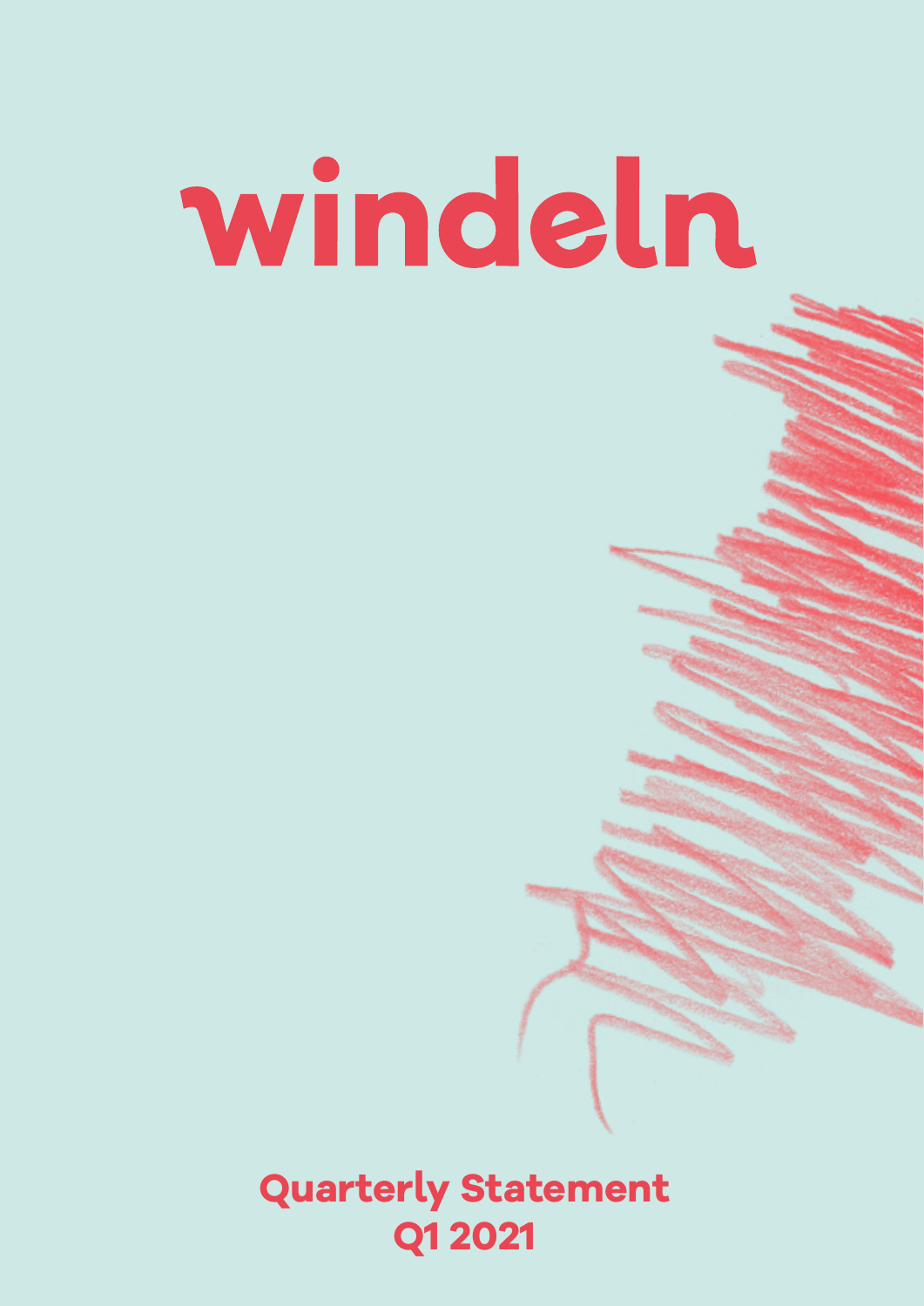# windeln

**Quarterly Statement**
**Q1 2021**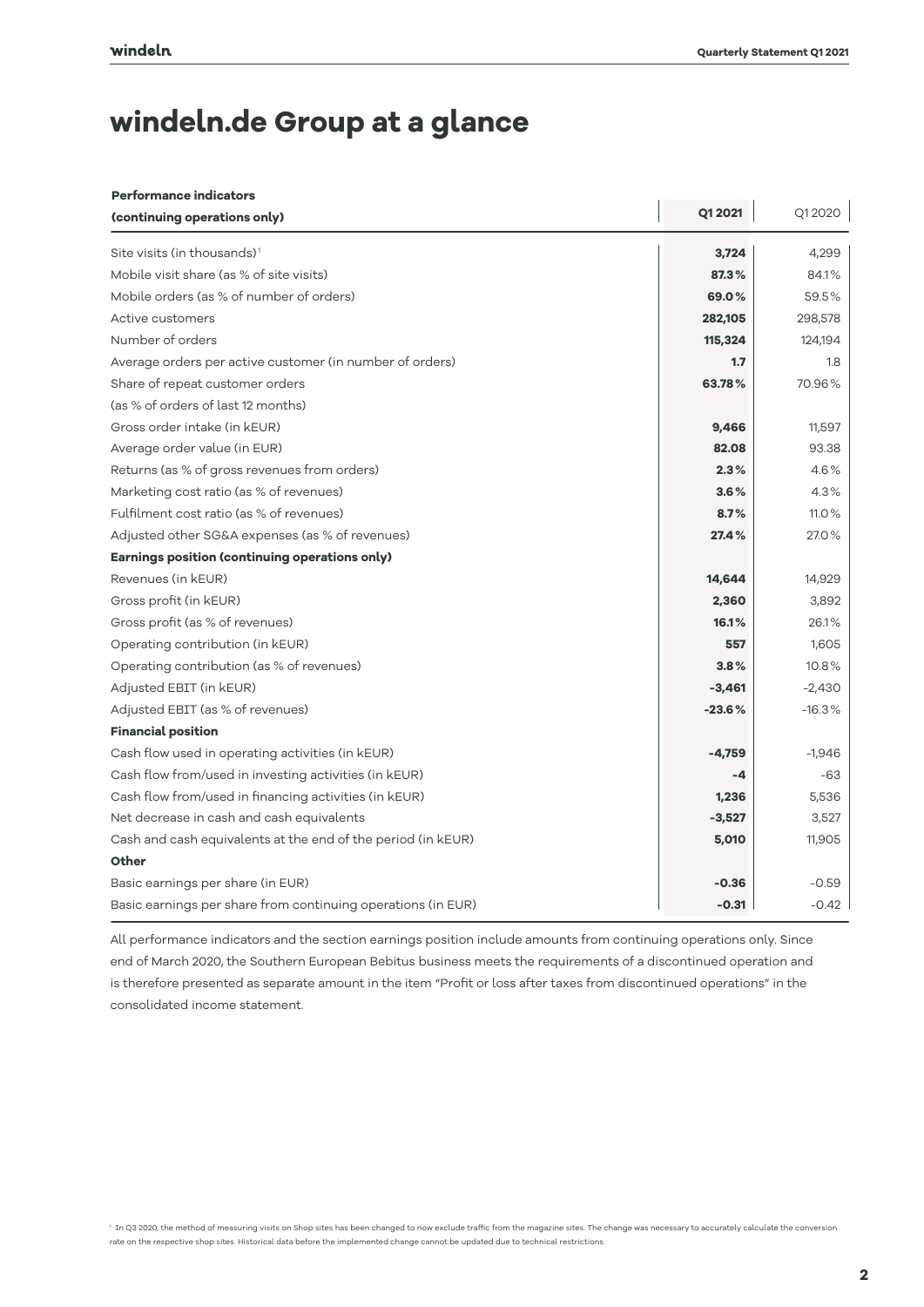# windeln.de Group at a glance

| Performance indicators (continuing operations only) | Q1 2021 | Q1 2020 |
|---|---|---|
| Site visits (in thousands)[1] | **3,724** | 4,299 |
| Mobile visit share (as % of site visits) | **87.3%** | 84.1% |
| Mobile orders (as % of number of orders) | **69.0%** | 59.5% |
| Active customers | **282,105** | 298,578 |
| Number of orders | **115,324** | 124,194 |
| Average orders per active customer (in number of orders) | **1.7** | 1.8 |
| Share of repeat customer orders (as % of orders of last 12 months) | **63.78%** | 70.96% |
| Gross order intake (in kEUR) | **9,466** | 11,597 |
| Average order value (in EUR) | **82.08** | 93.38 |
| Returns (as % of gross revenues from orders) | **2.3%** | 4.6% |
| Marketing cost ratio (as % of revenues) | **3.6%** | 4.3% |
| Fulfilment cost ratio (as % of revenues) | **8.7%** | 11.0% |
| Adjusted other SG&A expenses (as % of revenues) | **27.4%** | 27.0% |
| **Earnings position (continuing operations only)** | | |
| Revenues (in kEUR) | **14,644** | 14,929 |
| Gross profit (in kEUR) | **2,360** | 3,892 |
| Gross profit (as % of revenues) | **16.1%** | 26.1% |
| Operating contribution (in kEUR) | **557** | 1,605 |
| Operating contribution (as % of revenues) | **3.8%** | 10.8% |
| Adjusted EBIT (in kEUR) | **-3,461** | -2,430 |
| Adjusted EBIT (as % of revenues) | **-23.6%** | -16.3% |
| **Financial position** | | |
| Cash flow used in operating activities (in kEUR) | **-4,759** | -1,946 |
| Cash flow from/used in investing activities (in kEUR) | **-4** | -63 |
| Cash flow from/used in financing activities (in kEUR) | **1,236** | 5,536 |
| Net decrease in cash and cash equivalents | **-3,527** | 3,527 |
| Cash and cash equivalents at the end of the period (in kEUR) | **5,010** | 11,905 |
| **Other** | | |
| Basic earnings per share (in EUR) | **-0.36** | -0.59 |
| Basic earnings per share from continuing operations (in EUR) | **-0.31** | -0.42 |

All performance indicators and the section earnings position include amounts from continuing operations only. Since end of March 2020, the Southern European Bebitus business meets the requirements of a discontinued operation and is therefore presented as separate amount in the item "Profit or loss after taxes from discontinued operations" in the consolidated income statement.

[1] In Q3 2020, the method of measuring visits on Shop sites has been changed to now exclude traffic from the magazine sites. The change was necessary to accurately calculate the conversion rate on the respective shop sites. Historical data before the implemented change cannot be updated due to technical restrictions.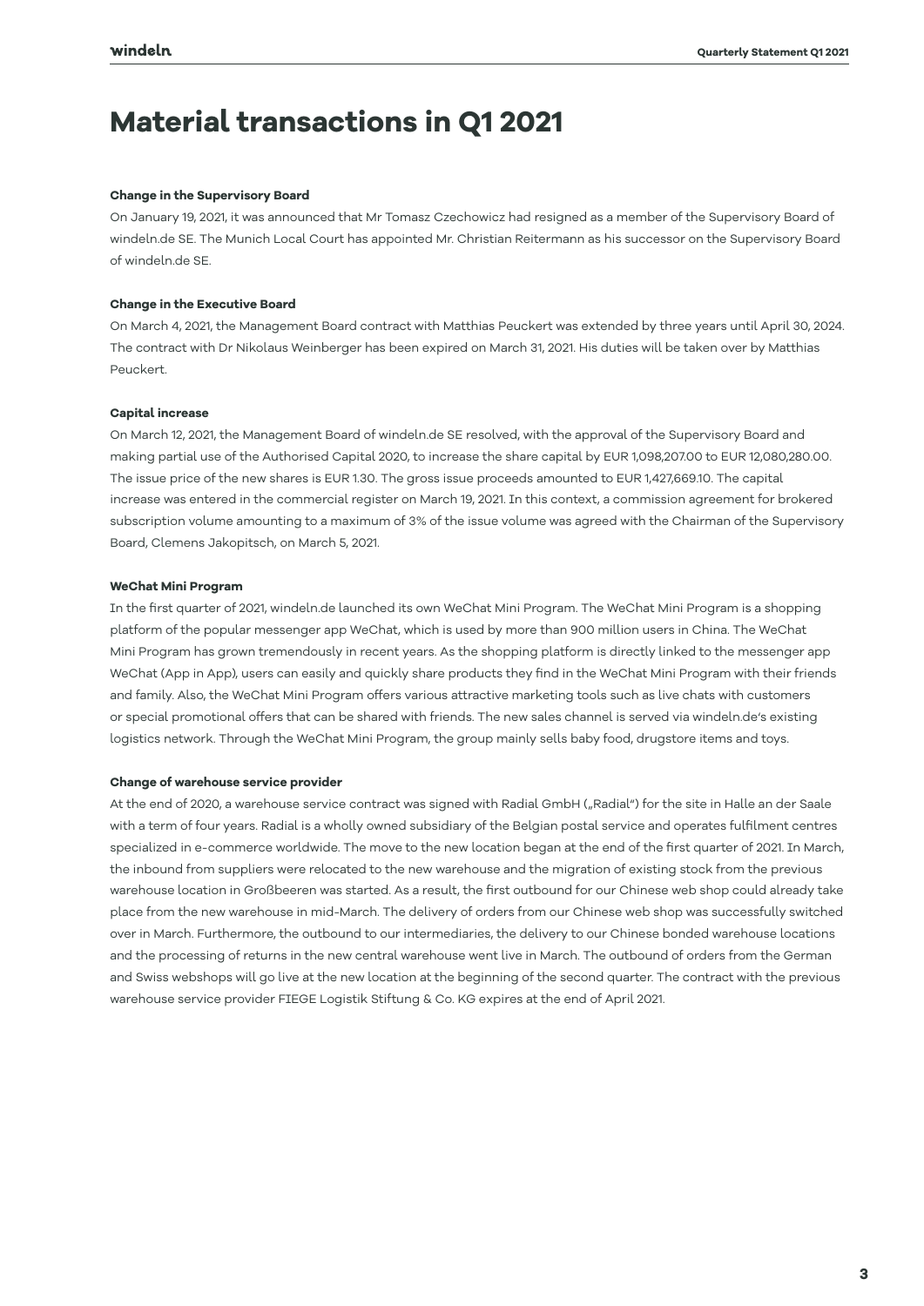# Material transactions in Q1 2021

**Change in the Supervisory Board**

On January 19, 2021, it was announced that Mr Tomasz Czechowicz had resigned as a member of the Supervisory Board of windeln.de SE. The Munich Local Court has appointed Mr. Christian Reitermann as his successor on the Supervisory Board of windeln.de SE.

**Change in the Executive Board**

On March 4, 2021, the Management Board contract with Matthias Peuckert was extended by three years until April 30, 2024. The contract with Dr Nikolaus Weinberger has been expired on March 31, 2021. His duties will be taken over by Matthias Peuckert.

**Capital increase**

On March 12, 2021, the Management Board of windeln.de SE resolved, with the approval of the Supervisory Board and making partial use of the Authorised Capital 2020, to increase the share capital by EUR 1,098,207.00 to EUR 12,080,280.00. The issue price of the new shares is EUR 1.30. The gross issue proceeds amounted to EUR 1,427,669.10. The capital increase was entered in the commercial register on March 19, 2021. In this context, a commission agreement for brokered subscription volume amounting to a maximum of 3% of the issue volume was agreed with the Chairman of the Supervisory Board, Clemens Jakopitsch, on March 5, 2021.

**WeChat Mini Program**

In the first quarter of 2021, windeln.de launched its own WeChat Mini Program. The WeChat Mini Program is a shopping platform of the popular messenger app WeChat, which is used by more than 900 million users in China. The WeChat Mini Program has grown tremendously in recent years. As the shopping platform is directly linked to the messenger app WeChat (App in App), users can easily and quickly share products they find in the WeChat Mini Program with their friends and family. Also, the WeChat Mini Program offers various attractive marketing tools such as live chats with customers or special promotional offers that can be shared with friends. The new sales channel is served via windeln.de's existing logistics network. Through the WeChat Mini Program, the group mainly sells baby food, drugstore items and toys.

**Change of warehouse service provider**

At the end of 2020, a warehouse service contract was signed with Radial GmbH („Radial") for the site in Halle an der Saale with a term of four years. Radial is a wholly owned subsidiary of the Belgian postal service and operates fulfilment centres specialized in e-commerce worldwide. The move to the new location began at the end of the first quarter of 2021. In March, the inbound from suppliers were relocated to the new warehouse and the migration of existing stock from the previous warehouse location in Großbeeren was started. As a result, the first outbound for our Chinese web shop could already take place from the new warehouse in mid-March. The delivery of orders from our Chinese web shop was successfully switched over in March. Furthermore, the outbound to our intermediaries, the delivery to our Chinese bonded warehouse locations and the processing of returns in the new central warehouse went live in March. The outbound of orders from the German and Swiss webshops will go live at the new location at the beginning of the second quarter. The contract with the previous warehouse service provider FIEGE Logistik Stiftung & Co. KG expires at the end of April 2021.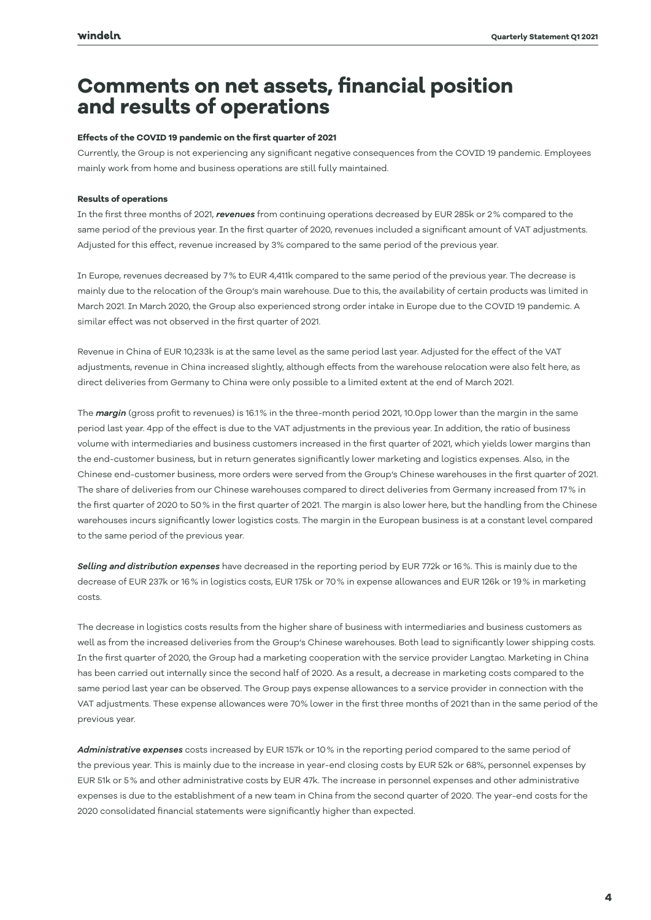# Comments on net assets, financial position and results of operations

**Effects of the COVID 19 pandemic on the first quarter of 2021**

Currently, the Group is not experiencing any significant negative consequences from the COVID 19 pandemic. Employees mainly work from home and business operations are still fully maintained.

**Results of operations**

In the first three months of 2021, ***revenues*** from continuing operations decreased by EUR 285k or 2% compared to the same period of the previous year. In the first quarter of 2020, revenues included a significant amount of VAT adjustments. Adjusted for this effect, revenue increased by 3% compared to the same period of the previous year.

In Europe, revenues decreased by 7% to EUR 4,411k compared to the same period of the previous year. The decrease is mainly due to the relocation of the Group's main warehouse. Due to this, the availability of certain products was limited in March 2021. In March 2020, the Group also experienced strong order intake in Europe due to the COVID 19 pandemic. A similar effect was not observed in the first quarter of 2021.

Revenue in China of EUR 10,233k is at the same level as the same period last year. Adjusted for the effect of the VAT adjustments, revenue in China increased slightly, although effects from the warehouse relocation were also felt here, as direct deliveries from Germany to China were only possible to a limited extent at the end of March 2021.

The ***margin*** (gross profit to revenues) is 16.1% in the three-month period 2021, 10.0pp lower than the margin in the same period last year. 4pp of the effect is due to the VAT adjustments in the previous year. In addition, the ratio of business volume with intermediaries and business customers increased in the first quarter of 2021, which yields lower margins than the end-customer business, but in return generates significantly lower marketing and logistics expenses. Also, in the Chinese end-customer business, more orders were served from the Group's Chinese warehouses in the first quarter of 2021. The share of deliveries from our Chinese warehouses compared to direct deliveries from Germany increased from 17% in the first quarter of 2020 to 50% in the first quarter of 2021. The margin is also lower here, but the handling from the Chinese warehouses incurs significantly lower logistics costs. The margin in the European business is at a constant level compared to the same period of the previous year.

***Selling and distribution expenses*** have decreased in the reporting period by EUR 772k or 16%. This is mainly due to the decrease of EUR 237k or 16% in logistics costs, EUR 175k or 70% in expense allowances and EUR 126k or 19% in marketing costs.

The decrease in logistics costs results from the higher share of business with intermediaries and business customers as well as from the increased deliveries from the Group's Chinese warehouses. Both lead to significantly lower shipping costs. In the first quarter of 2020, the Group had a marketing cooperation with the service provider Langtao. Marketing in China has been carried out internally since the second half of 2020. As a result, a decrease in marketing costs compared to the same period last year can be observed. The Group pays expense allowances to a service provider in connection with the VAT adjustments. These expense allowances were 70% lower in the first three months of 2021 than in the same period of the previous year.

***Administrative expenses*** costs increased by EUR 157k or 10% in the reporting period compared to the same period of the previous year. This is mainly due to the increase in year-end closing costs by EUR 52k or 68%, personnel expenses by EUR 51k or 5% and other administrative costs by EUR 47k. The increase in personnel expenses and other administrative expenses is due to the establishment of a new team in China from the second quarter of 2020. The year-end costs for the 2020 consolidated financial statements were significantly higher than expected.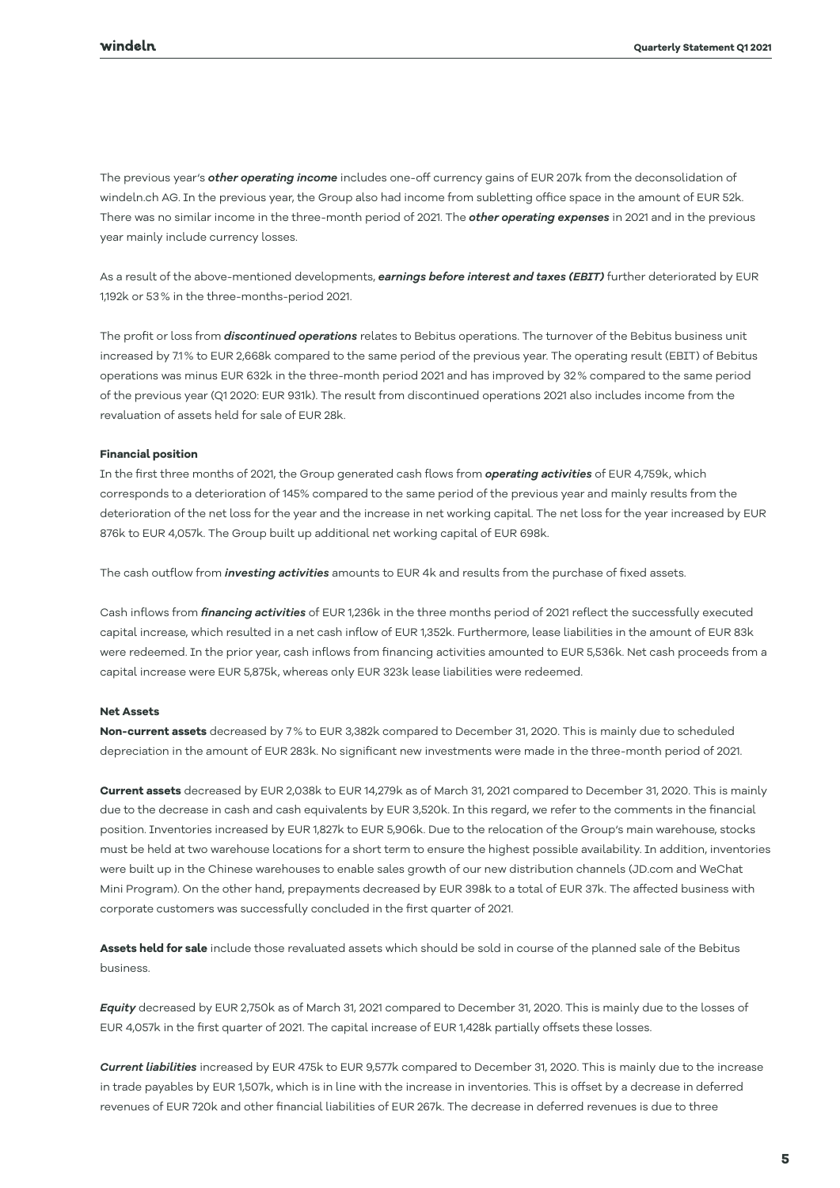The previous year's ***other operating income*** includes one-off currency gains of EUR 207k from the deconsolidation of windeln.ch AG. In the previous year, the Group also had income from subletting office space in the amount of EUR 52k. There was no similar income in the three-month period of 2021. The ***other operating expenses*** in 2021 and in the previous year mainly include currency losses.

As a result of the above-mentioned developments, ***earnings before interest and taxes (EBIT)*** further deteriorated by EUR 1,192k or 53 % in the three-months-period 2021.

The profit or loss from ***discontinued operations*** relates to Bebitus operations. The turnover of the Bebitus business unit increased by 7.1 % to EUR 2,668k compared to the same period of the previous year. The operating result (EBIT) of Bebitus operations was minus EUR 632k in the three-month period 2021 and has improved by 32 % compared to the same period of the previous year (Q1 2020: EUR 931k). The result from discontinued operations 2021 also includes income from the revaluation of assets held for sale of EUR 28k.

**Financial position**

In the first three months of 2021, the Group generated cash flows from ***operating activities*** of EUR 4,759k, which corresponds to a deterioration of 145% compared to the same period of the previous year and mainly results from the deterioration of the net loss for the year and the increase in net working capital. The net loss for the year increased by EUR 876k to EUR 4,057k. The Group built up additional net working capital of EUR 698k.

The cash outflow from ***investing activities*** amounts to EUR 4k and results from the purchase of fixed assets.

Cash inflows from ***financing activities*** of EUR 1,236k in the three months period of 2021 reflect the successfully executed capital increase, which resulted in a net cash inflow of EUR 1,352k. Furthermore, lease liabilities in the amount of EUR 83k were redeemed. In the prior year, cash inflows from financing activities amounted to EUR 5,536k. Net cash proceeds from a capital increase were EUR 5,875k, whereas only EUR 323k lease liabilities were redeemed.

**Net Assets**

**Non-current assets** decreased by 7 % to EUR 3,382k compared to December 31, 2020. This is mainly due to scheduled depreciation in the amount of EUR 283k. No significant new investments were made in the three-month period of 2021.

**Current assets** decreased by EUR 2,038k to EUR 14,279k as of March 31, 2021 compared to December 31, 2020. This is mainly due to the decrease in cash and cash equivalents by EUR 3,520k. In this regard, we refer to the comments in the financial position. Inventories increased by EUR 1,827k to EUR 5,906k. Due to the relocation of the Group's main warehouse, stocks must be held at two warehouse locations for a short term to ensure the highest possible availability. In addition, inventories were built up in the Chinese warehouses to enable sales growth of our new distribution channels (JD.com and WeChat Mini Program). On the other hand, prepayments decreased by EUR 398k to a total of EUR 37k. The affected business with corporate customers was successfully concluded in the first quarter of 2021.

**Assets held for sale** include those revaluated assets which should be sold in course of the planned sale of the Bebitus business.

***Equity*** decreased by EUR 2,750k as of March 31, 2021 compared to December 31, 2020. This is mainly due to the losses of EUR 4,057k in the first quarter of 2021. The capital increase of EUR 1,428k partially offsets these losses.

***Current liabilities*** increased by EUR 475k to EUR 9,577k compared to December 31, 2020. This is mainly due to the increase in trade payables by EUR 1,507k, which is in line with the increase in inventories. This is offset by a decrease in deferred revenues of EUR 720k and other financial liabilities of EUR 267k. The decrease in deferred revenues is due to three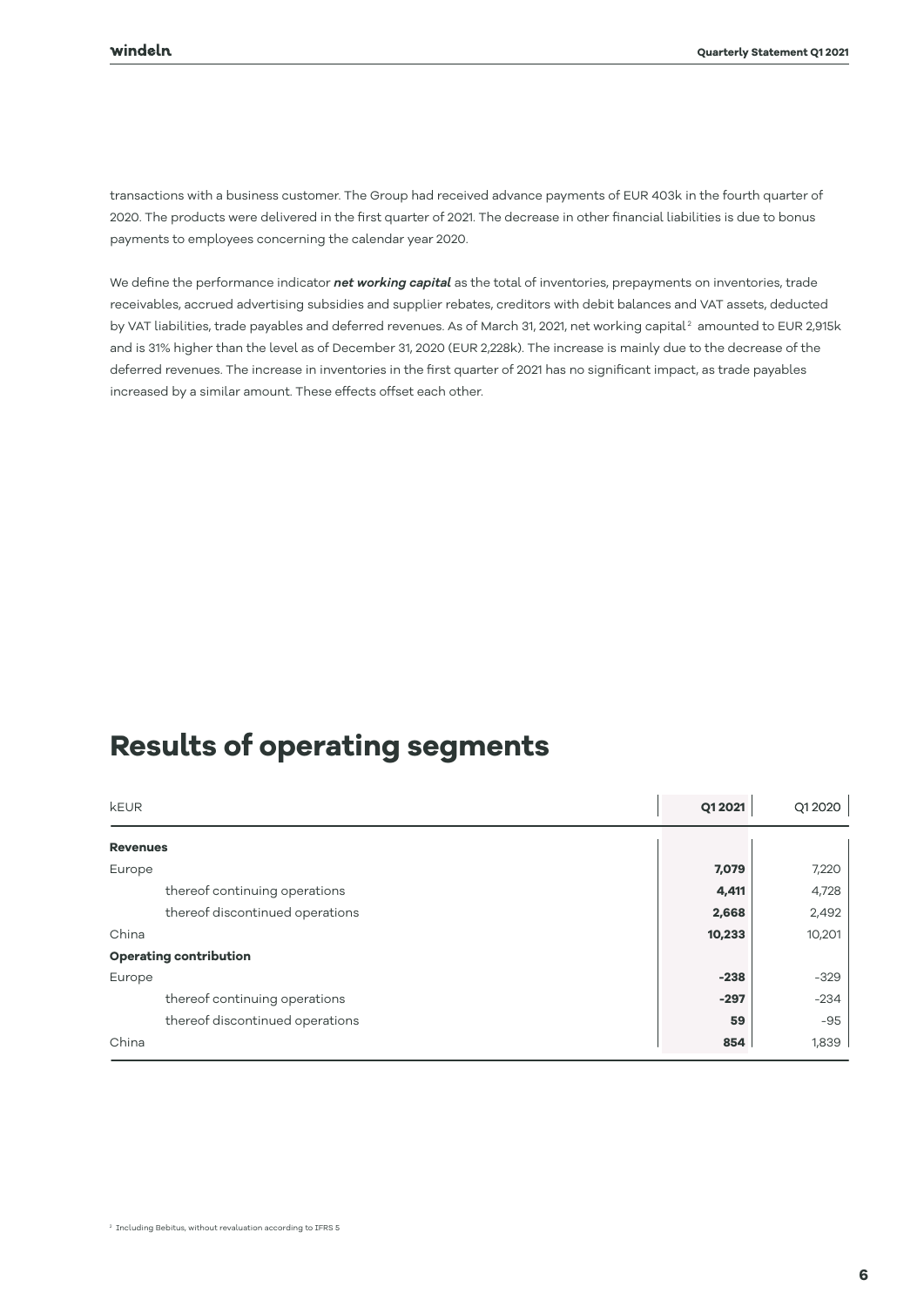transactions with a business customer. The Group had received advance payments of EUR 403k in the fourth quarter of 2020. The products were delivered in the first quarter of 2021. The decrease in other financial liabilities is due to bonus payments to employees concerning the calendar year 2020.

We define the performance indicator ***net working capital*** as the total of inventories, prepayments on inventories, trade receivables, accrued advertising subsidies and supplier rebates, creditors with debit balances and VAT assets, deducted by VAT liabilities, trade payables and deferred revenues. As of March 31, 2021, net working capital[2] amounted to EUR 2,915k and is 31% higher than the level as of December 31, 2020 (EUR 2,228k). The increase is mainly due to the decrease of the deferred revenues. The increase in inventories in the first quarter of 2021 has no significant impact, as trade payables increased by a similar amount. These effects offset each other.

# Results of operating segments

| kEUR | **Q1 2021** | Q1 2020 |
|---|---|---|
| **Revenues** | | |
| Europe | **7,079** | 7,220 |
| thereof continuing operations | **4,411** | 4,728 |
| thereof discontinued operations | **2,668** | 2,492 |
| China | **10,233** | 10,201 |
| **Operating contribution** | | |
| Europe | **-238** | -329 |
| thereof continuing operations | **-297** | -234 |
| thereof discontinued operations | **59** | -95 |
| China | **854** | 1,839 |

[2] Including Bebitus, without revaluation according to IFRS 5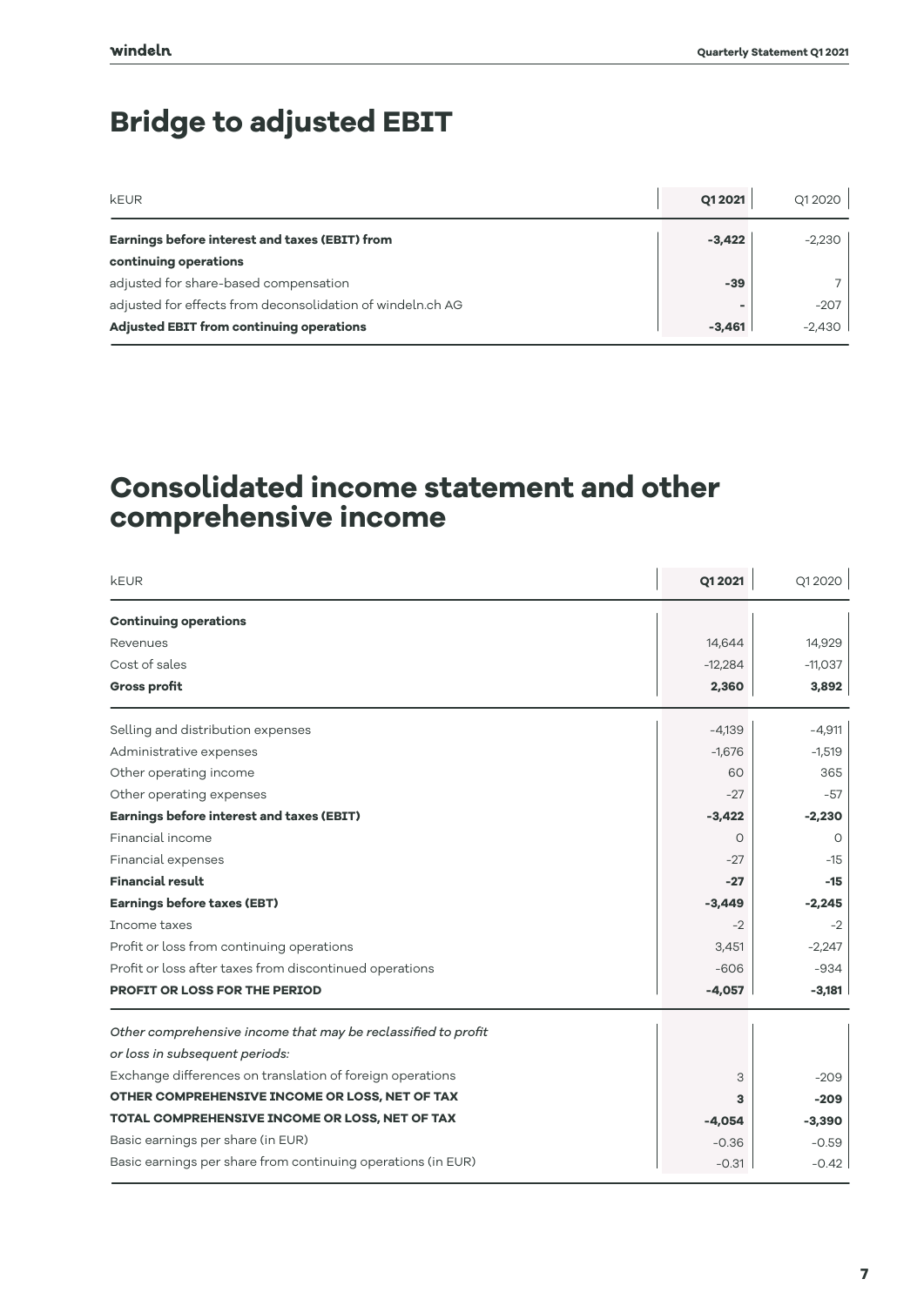# Bridge to adjusted EBIT

| kEUR | Q1 2021 | Q1 2020 |
|---|---|---|
| **Earnings before interest and taxes (EBIT) from continuing operations** | **-3,422** | -2,230 |
| adjusted for share-based compensation | **-39** | 7 |
| adjusted for effects from deconsolidation of windeln.ch AG | **-** | -207 |
| **Adjusted EBIT from continuing operations** | **-3,461** | -2,430 |

# Consolidated income statement and other comprehensive income

| kEUR | Q1 2021 | Q1 2020 |
|---|---|---|
| **Continuing operations** | | |
| Revenues | 14,644 | 14,929 |
| Cost of sales | -12,284 | -11,037 |
| **Gross profit** | **2,360** | **3,892** |
| Selling and distribution expenses | -4,139 | -4,911 |
| Administrative expenses | -1,676 | -1,519 |
| Other operating income | 60 | 365 |
| Other operating expenses | -27 | -57 |
| **Earnings before interest and taxes (EBIT)** | **-3,422** | **-2,230** |
| Financial income | 0 | 0 |
| Financial expenses | -27 | -15 |
| **Financial result** | **-27** | **-15** |
| **Earnings before taxes (EBT)** | **-3,449** | **-2,245** |
| Income taxes | -2 | -2 |
| Profit or loss from continuing operations | 3,451 | -2,247 |
| Profit or loss after taxes from discontinued operations | -606 | -934 |
| **PROFIT OR LOSS FOR THE PERIOD** | **-4,057** | **-3,181** |
| *Other comprehensive income that may be reclassified to profit or loss in subsequent periods:* | | |
| Exchange differences on translation of foreign operations | 3 | -209 |
| **OTHER COMPREHENSIVE INCOME OR LOSS, NET OF TAX** | **3** | **-209** |
| **TOTAL COMPREHENSIVE INCOME OR LOSS, NET OF TAX** | **-4,054** | **-3,390** |
| Basic earnings per share (in EUR) | -0.36 | -0.59 |
| Basic earnings per share from continuing operations (in EUR) | -0.31 | -0.42 |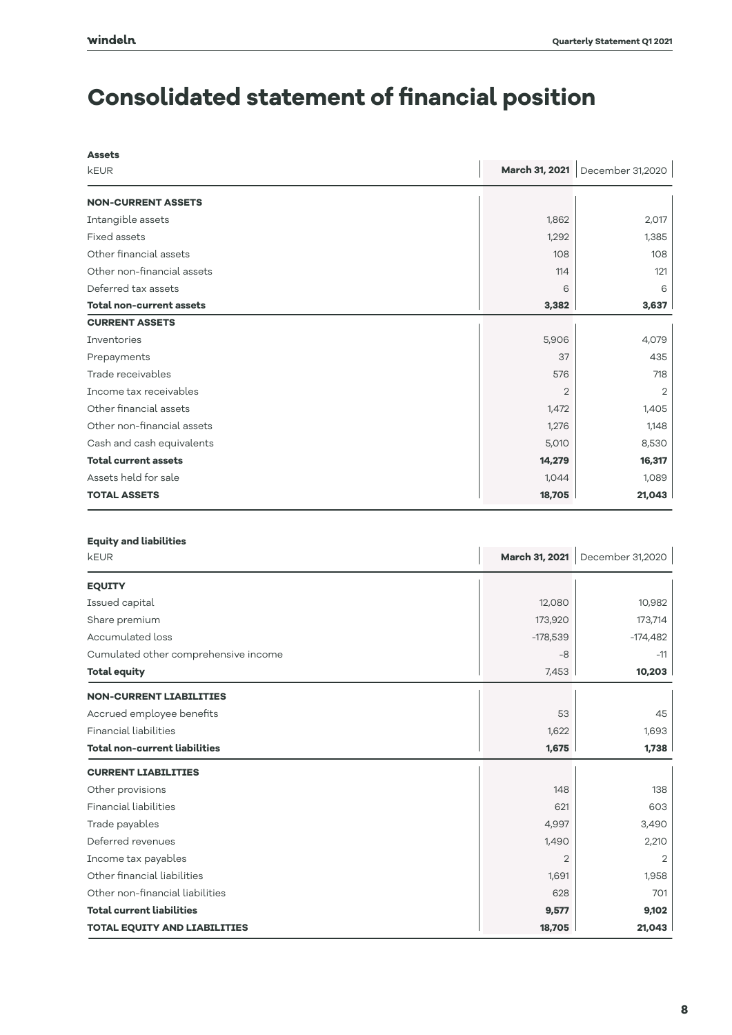# Consolidated statement of financial position

| **Assets**<br>kEUR | **March 31, 2021** | December 31,2020 |
|---|---|---|
| **NON-CURRENT ASSETS** | | |
| Intangible assets | 1,862 | 2,017 |
| Fixed assets | 1,292 | 1,385 |
| Other financial assets | 108 | 108 |
| Other non-financial assets | 114 | 121 |
| Deferred tax assets | 6 | 6 |
| **Total non-current assets** | **3,382** | **3,637** |
| **CURRENT ASSETS** | | |
| Inventories | 5,906 | 4,079 |
| Prepayments | 37 | 435 |
| Trade receivables | 576 | 718 |
| Income tax receivables | 2 | 2 |
| Other financial assets | 1,472 | 1,405 |
| Other non-financial assets | 1,276 | 1,148 |
| Cash and cash equivalents | 5,010 | 8,530 |
| **Total current assets** | **14,279** | **16,317** |
| Assets held for sale | 1,044 | 1,089 |
| **TOTAL ASSETS** | **18,705** | **21,043** |

| **Equity and liabilities**<br>kEUR | **March 31, 2021** | December 31,2020 |
|---|---|---|
| **EQUITY** | | |
| Issued capital | 12,080 | 10,982 |
| Share premium | 173,920 | 173,714 |
| Accumulated loss | -178,539 | -174,482 |
| Cumulated other comprehensive income | -8 | -11 |
| **Total equity** | 7,453 | **10,203** |
| **NON-CURRENT LIABILITIES** | | |
| Accrued employee benefits | 53 | 45 |
| Financial liabilities | 1,622 | 1,693 |
| **Total non-current liabilities** | **1,675** | **1,738** |
| **CURRENT LIABILITIES** | | |
| Other provisions | 148 | 138 |
| Financial liabilities | 621 | 603 |
| Trade payables | 4,997 | 3,490 |
| Deferred revenues | 1,490 | 2,210 |
| Income tax payables | 2 | 2 |
| Other financial liabilities | 1,691 | 1,958 |
| Other non-financial liabilities | 628 | 701 |
| **Total current liabilities** | **9,577** | **9,102** |
| **TOTAL EQUITY AND LIABILITIES** | **18,705** | **21,043** |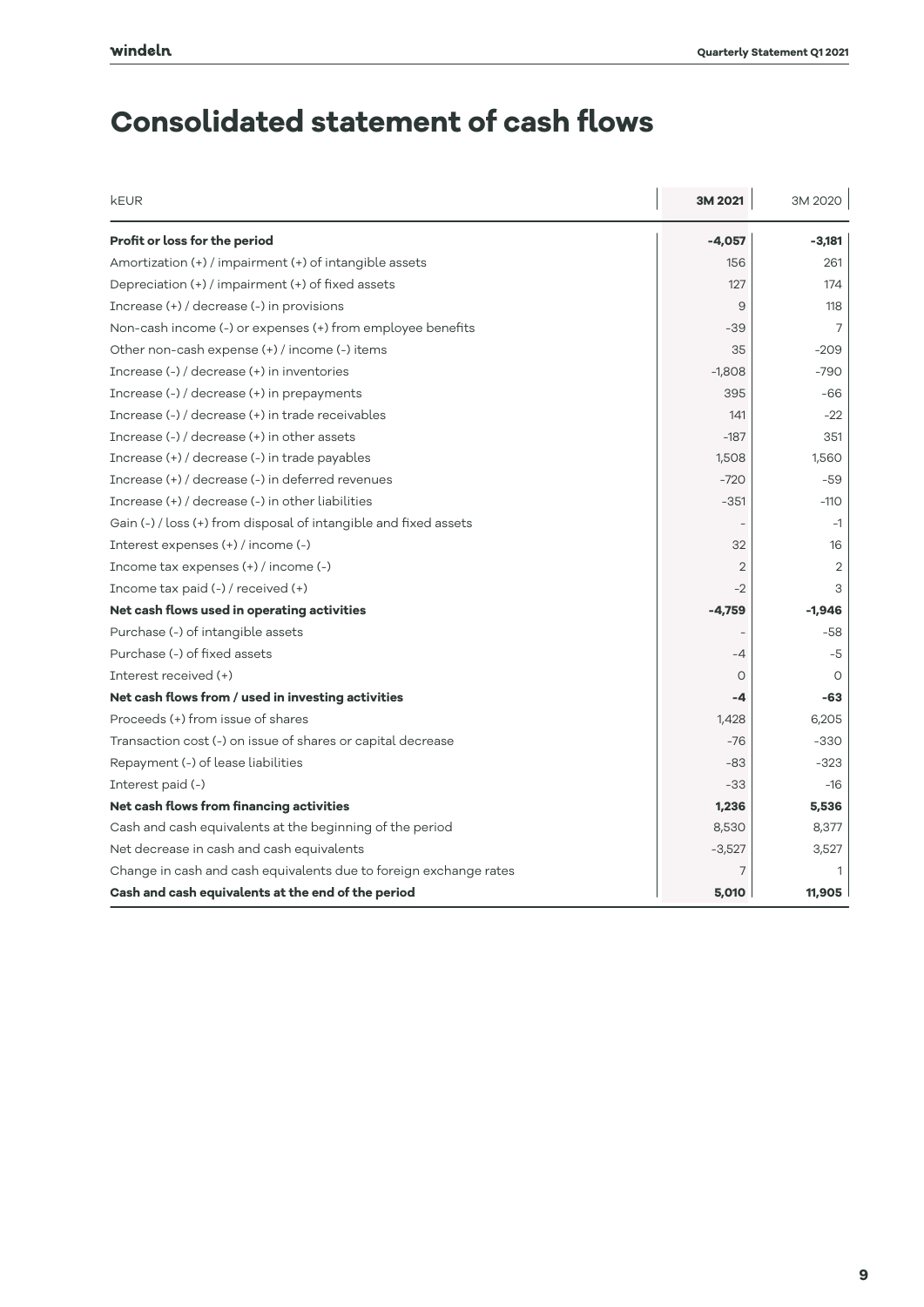// Consolidated statement of cash flows

# Consolidated statement of cash flows

| kEUR | 3M 2021 | 3M 2020 |
|---|---|---|
| **Profit or loss for the period** | **-4,057** | **-3,181** |
| Amortization (+) / impairment (+) of intangible assets | 156 | 261 |
| Depreciation (+) / impairment (+) of fixed assets | 127 | 174 |
| Increase (+) / decrease (-) in provisions | 9 | 118 |
| Non-cash income (-) or expenses (+) from employee benefits | -39 | 7 |
| Other non-cash expense (+) / income (-) items | 35 | -209 |
| Increase (-) / decrease (+) in inventories | -1,808 | -790 |
| Increase (-) / decrease (+) in prepayments | 395 | -66 |
| Increase (-) / decrease (+) in trade receivables | 141 | -22 |
| Increase (-) / decrease (+) in other assets | -187 | 351 |
| Increase (+) / decrease (-) in trade payables | 1,508 | 1,560 |
| Increase (+) / decrease (-) in deferred revenues | -720 | -59 |
| Increase (+) / decrease (-) in other liabilities | -351 | -110 |
| Gain (-) / loss (+) from disposal of intangible and fixed assets | - | -1 |
| Interest expenses (+) / income (-) | 32 | 16 |
| Income tax expenses (+) / income (-) | 2 | 2 |
| Income tax paid (-) / received (+) | -2 | 3 |
| **Net cash flows used in operating activities** | **-4,759** | **-1,946** |
| Purchase (-) of intangible assets | - | -58 |
| Purchase (-) of fixed assets | -4 | -5 |
| Interest received (+) | 0 | 0 |
| **Net cash flows from / used in investing activities** | **-4** | **-63** |
| Proceeds (+) from issue of shares | 1,428 | 6,205 |
| Transaction cost (-) on issue of shares or capital decrease | -76 | -330 |
| Repayment (-) of lease liabilities | -83 | -323 |
| Interest paid (-) | -33 | -16 |
| **Net cash flows from financing activities** | **1,236** | **5,536** |
| Cash and cash equivalents at the beginning of the period | 8,530 | 8,377 |
| Net decrease in cash and cash equivalents | -3,527 | 3,527 |
| Change in cash and cash equivalents due to foreign exchange rates | 7 | 1 |
| **Cash and cash equivalents at the end of the period** | **5,010** | **11,905** |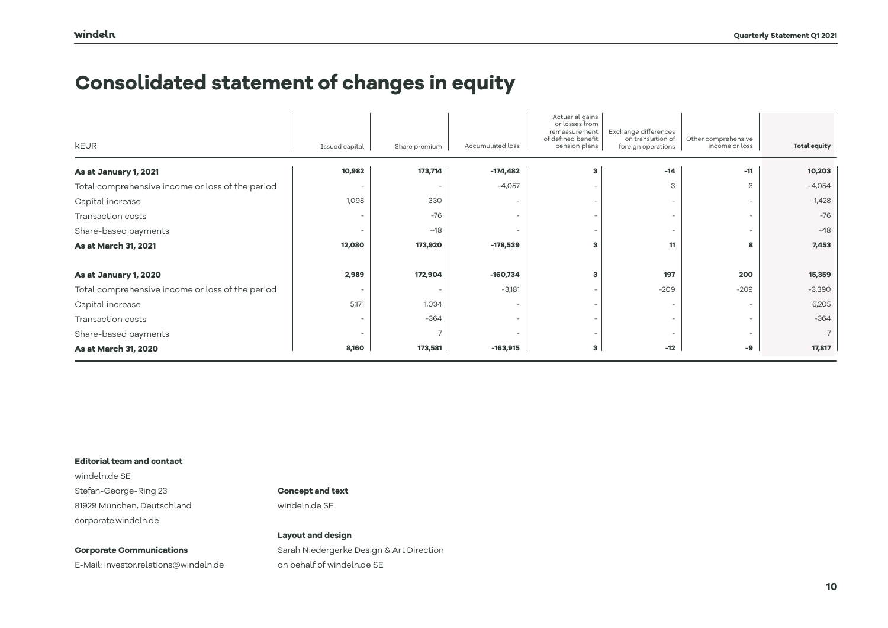# Consolidated statement of changes in equity

| kEUR | Issued capital | Share premium | Accumulated loss | Actuarial gains or losses from remeasurement of defined benefit pension plans | Exchange differences on translation of foreign operations | Other comprehensive income or loss | Total equity |
|---|---|---|---|---|---|---|---|
| **As at January 1, 2021** | **10,982** | **173,714** | **-174,482** | **3** | **-14** | **-11** | **10,203** |
| Total comprehensive income or loss of the period | - | - | -4,057 | - | 3 | 3 | -4,054 |
| Capital increase | 1,098 | 330 | - | - | - | - | 1,428 |
| Transaction costs | - | -76 | - | - | - | - | -76 |
| Share-based payments | - | -48 | - | - | - | - | -48 |
| **As at March 31, 2021** | **12,080** | **173,920** | **-178,539** | **3** | **11** | **8** | **7,453** |
| | | | | | | | |
| **As at January 1, 2020** | **2,989** | **172,904** | **-160,734** | **3** | **197** | **200** | **15,359** |
| Total comprehensive income or loss of the period | - | - | -3,181 | - | -209 | -209 | -3,390 |
| Capital increase | 5,171 | 1,034 | - | - | - | - | 6,205 |
| Transaction costs | - | -364 | - | - | - | - | -364 |
| Share-based payments | - | 7 | - | - | - | - | 7 |
| **As at March 31, 2020** | **8,160** | **173,581** | **-163,915** | **3** | **-12** | **-9** | **17,817** |

**Editorial team and contact**

windeln.de SE
Stefan-George-Ring 23
81929 München, Deutschland
corporate.windeln.de

**Corporate Communications**

E-Mail: investor.relations@windeln.de

**Concept and text**

windeln.de SE

**Layout and design**

Sarah Niedergerke Design & Art Direction
on behalf of windeln.de SE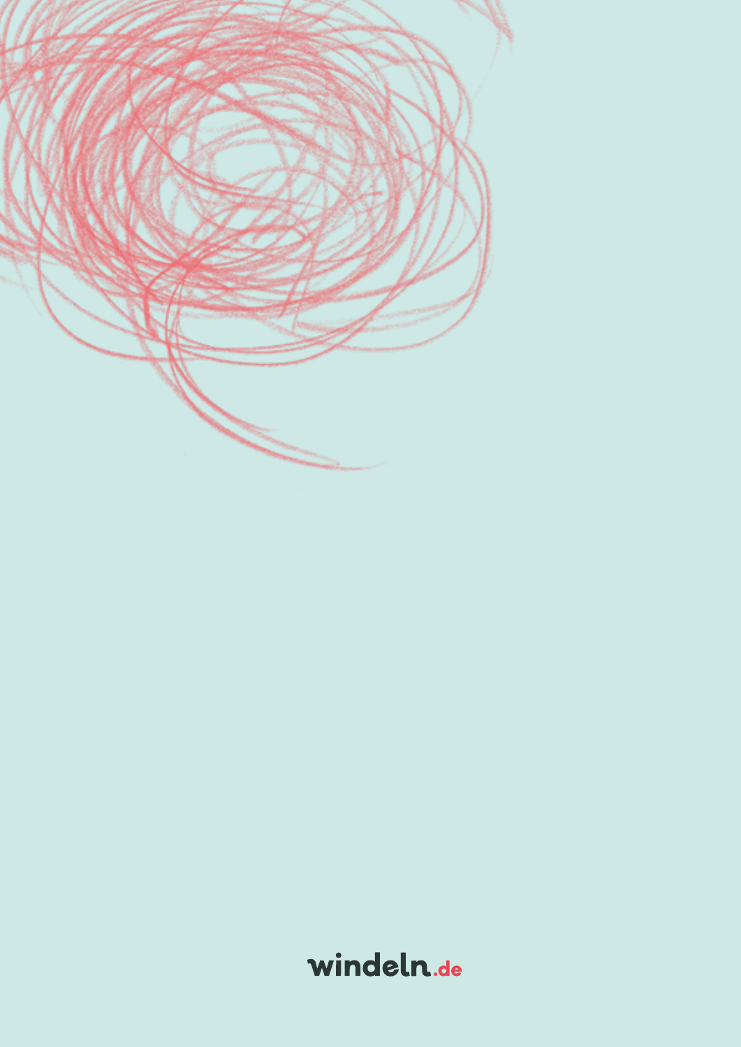windeln.de